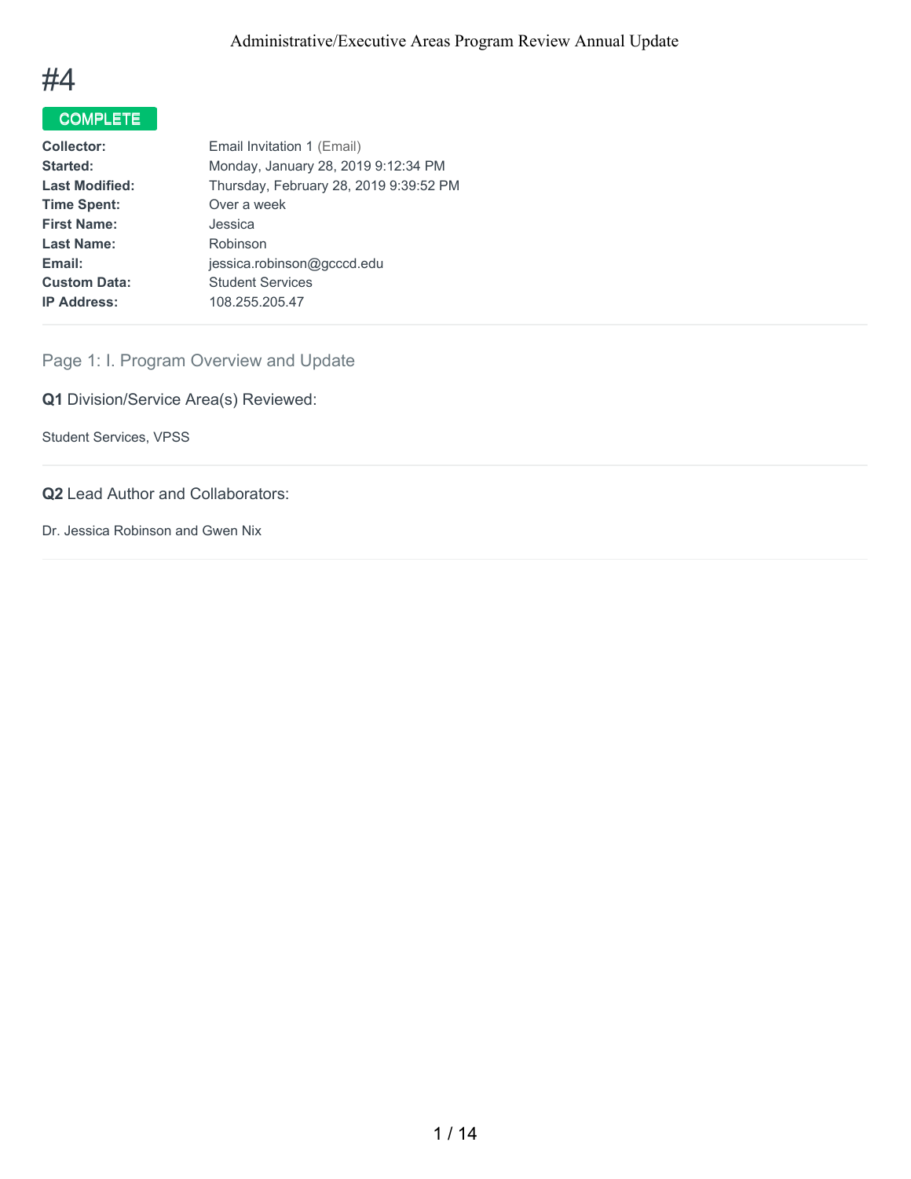# #4

**COMPLETE**

| | |
|---|---|
| **Collector:** | Email Invitation 1 (Email) |
| **Started:** | Monday, January 28, 2019 9:12:34 PM |
| **Last Modified:** | Thursday, February 28, 2019 9:39:52 PM |
| **Time Spent:** | Over a week |
| **First Name:** | Jessica |
| **Last Name:** | Robinson |
| **Email:** | jessica.robinson@gcccd.edu |
| **Custom Data:** | Student Services |
| **IP Address:** | 108.255.205.47 |

## Page 1: I. Program Overview and Update

**Q1** Division/Service Area(s) Reviewed:

Student Services, VPSS

**Q2** Lead Author and Collaborators:

Dr. Jessica Robinson and Gwen Nix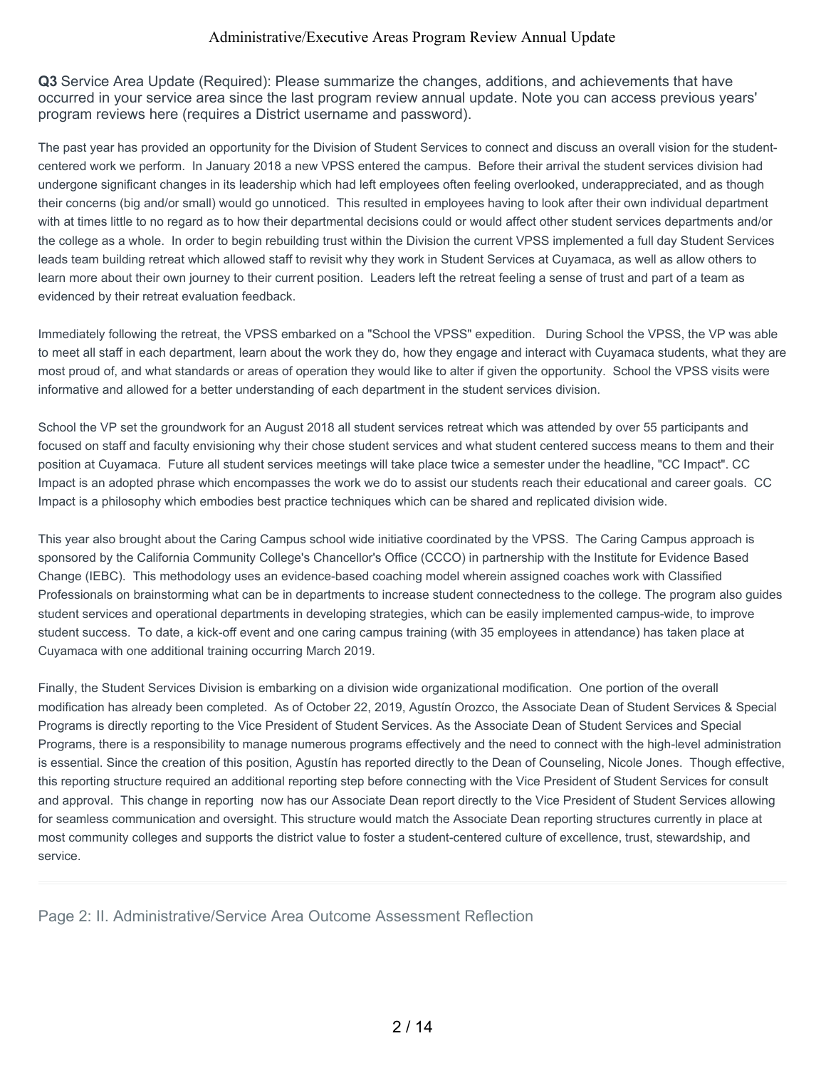**Q3** Service Area Update (Required): Please summarize the changes, additions, and achievements that have occurred in your service area since the last program review annual update. Note you can access previous years' program reviews here (requires a District username and password).

The past year has provided an opportunity for the Division of Student Services to connect and discuss an overall vision for the student-centered work we perform. In January 2018 a new VPSS entered the campus. Before their arrival the student services division had undergone significant changes in its leadership which had left employees often feeling overlooked, underappreciated, and as though their concerns (big and/or small) would go unnoticed. This resulted in employees having to look after their own individual department with at times little to no regard as to how their departmental decisions could or would affect other student services departments and/or the college as a whole. In order to begin rebuilding trust within the Division the current VPSS implemented a full day Student Services leads team building retreat which allowed staff to revisit why they work in Student Services at Cuyamaca, as well as allow others to learn more about their own journey to their current position. Leaders left the retreat feeling a sense of trust and part of a team as evidenced by their retreat evaluation feedback.

Immediately following the retreat, the VPSS embarked on a "School the VPSS" expedition. During School the VPSS, the VP was able to meet all staff in each department, learn about the work they do, how they engage and interact with Cuyamaca students, what they are most proud of, and what standards or areas of operation they would like to alter if given the opportunity. School the VPSS visits were informative and allowed for a better understanding of each department in the student services division.

School the VP set the groundwork for an August 2018 all student services retreat which was attended by over 55 participants and focused on staff and faculty envisioning why their chose student services and what student centered success means to them and their position at Cuyamaca. Future all student services meetings will take place twice a semester under the headline, "CC Impact". CC Impact is an adopted phrase which encompasses the work we do to assist our students reach their educational and career goals. CC Impact is a philosophy which embodies best practice techniques which can be shared and replicated division wide.

This year also brought about the Caring Campus school wide initiative coordinated by the VPSS. The Caring Campus approach is sponsored by the California Community College's Chancellor's Office (CCCO) in partnership with the Institute for Evidence Based Change (IEBC). This methodology uses an evidence-based coaching model wherein assigned coaches work with Classified Professionals on brainstorming what can be in departments to increase student connectedness to the college. The program also guides student services and operational departments in developing strategies, which can be easily implemented campus-wide, to improve student success. To date, a kick-off event and one caring campus training (with 35 employees in attendance) has taken place at Cuyamaca with one additional training occurring March 2019.

Finally, the Student Services Division is embarking on a division wide organizational modification. One portion of the overall modification has already been completed. As of October 22, 2019, Agustín Orozco, the Associate Dean of Student Services & Special Programs is directly reporting to the Vice President of Student Services. As the Associate Dean of Student Services and Special Programs, there is a responsibility to manage numerous programs effectively and the need to connect with the high-level administration is essential. Since the creation of this position, Agustín has reported directly to the Dean of Counseling, Nicole Jones. Though effective, this reporting structure required an additional reporting step before connecting with the Vice President of Student Services for consult and approval. This change in reporting now has our Associate Dean report directly to the Vice President of Student Services allowing for seamless communication and oversight. This structure would match the Associate Dean reporting structures currently in place at most community colleges and supports the district value to foster a student-centered culture of excellence, trust, stewardship, and service.

## Page 2: II. Administrative/Service Area Outcome Assessment Reflection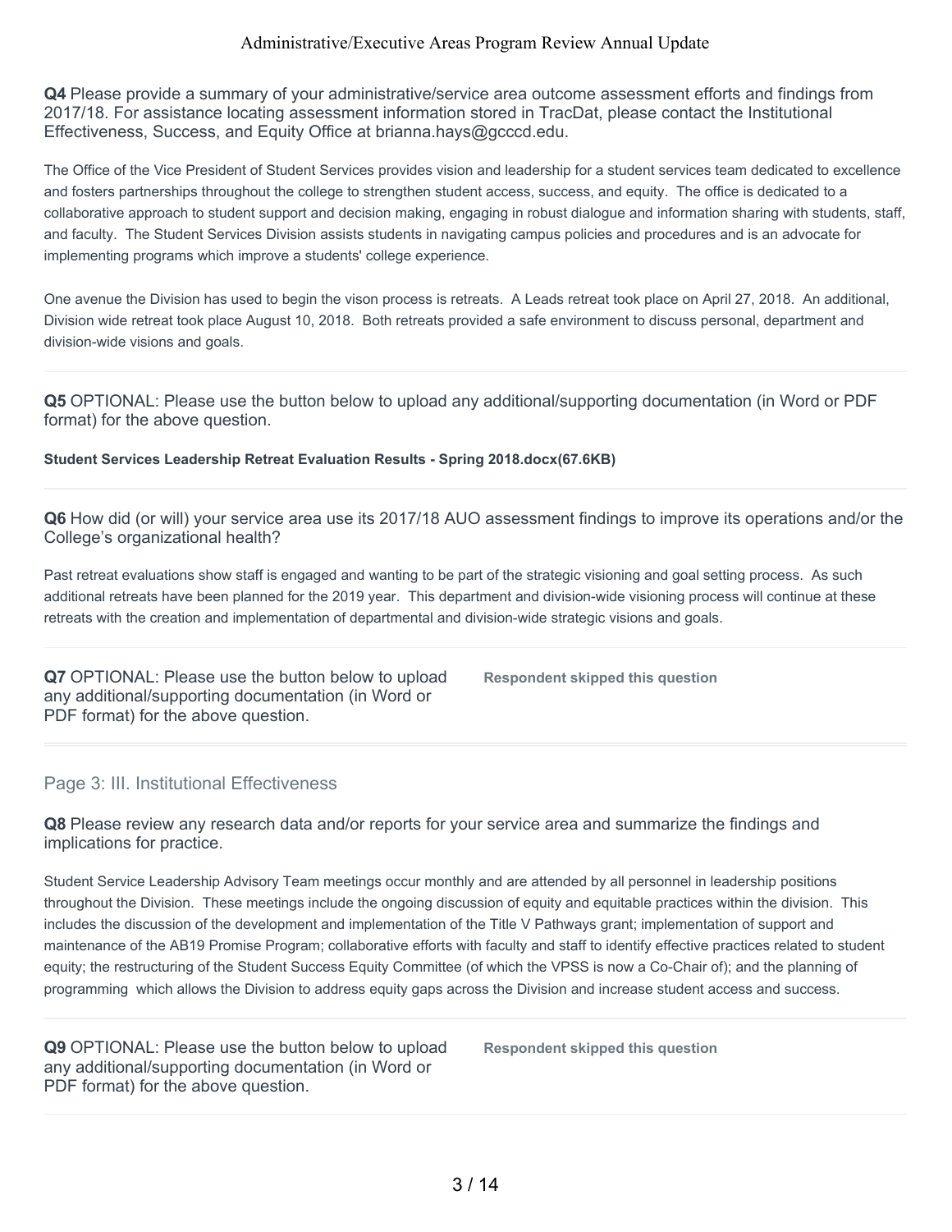**Q4** Please provide a summary of your administrative/service area outcome assessment efforts and findings from 2017/18. For assistance locating assessment information stored in TracDat, please contact the Institutional Effectiveness, Success, and Equity Office at brianna.hays@gcccd.edu.

The Office of the Vice President of Student Services provides vision and leadership for a student services team dedicated to excellence and fosters partnerships throughout the college to strengthen student access, success, and equity. The office is dedicated to a collaborative approach to student support and decision making, engaging in robust dialogue and information sharing with students, staff, and faculty. The Student Services Division assists students in navigating campus policies and procedures and is an advocate for implementing programs which improve a students' college experience.

One avenue the Division has used to begin the vison process is retreats. A Leads retreat took place on April 27, 2018. An additional, Division wide retreat took place August 10, 2018. Both retreats provided a safe environment to discuss personal, department and division-wide visions and goals.

**Q5** OPTIONAL: Please use the button below to upload any additional/supporting documentation (in Word or PDF format) for the above question.

**Student Services Leadership Retreat Evaluation Results - Spring 2018.docx(67.6KB)**

**Q6** How did (or will) your service area use its 2017/18 AUO assessment findings to improve its operations and/or the College's organizational health?

Past retreat evaluations show staff is engaged and wanting to be part of the strategic visioning and goal setting process. As such additional retreats have been planned for the 2019 year. This department and division-wide visioning process will continue at these retreats with the creation and implementation of departmental and division-wide strategic visions and goals.

**Q7** OPTIONAL: Please use the button below to upload any additional/supporting documentation (in Word or PDF format) for the above question.

**Respondent skipped this question**

## Page 3: III. Institutional Effectiveness

**Q8** Please review any research data and/or reports for your service area and summarize the findings and implications for practice.

Student Service Leadership Advisory Team meetings occur monthly and are attended by all personnel in leadership positions throughout the Division. These meetings include the ongoing discussion of equity and equitable practices within the division. This includes the discussion of the development and implementation of the Title V Pathways grant; implementation of support and maintenance of the AB19 Promise Program; collaborative efforts with faculty and staff to identify effective practices related to student equity; the restructuring of the Student Success Equity Committee (of which the VPSS is now a Co-Chair of); and the planning of programming which allows the Division to address equity gaps across the Division and increase student access and success.

**Q9** OPTIONAL: Please use the button below to upload any additional/supporting documentation (in Word or PDF format) for the above question.

**Respondent skipped this question**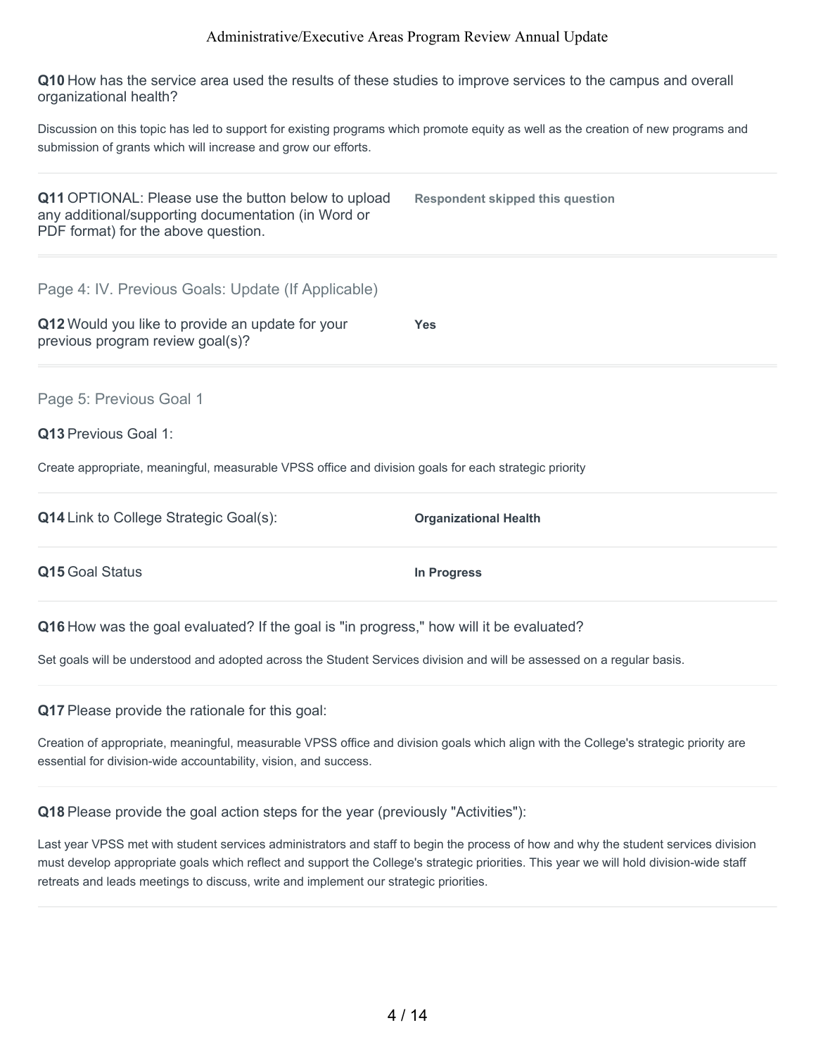**Q10** How has the service area used the results of these studies to improve services to the campus and overall organizational health?

Discussion on this topic has led to support for existing programs which promote equity as well as the creation of new programs and submission of grants which will increase and grow our efforts.

**Q11** OPTIONAL: Please use the button below to upload any additional/supporting documentation (in Word or PDF format) for the above question.

**Respondent skipped this question**

## Page 4: IV. Previous Goals: Update (If Applicable)

**Q12** Would you like to provide an update for your previous program review goal(s)?

**Yes**

## Page 5: Previous Goal 1

**Q13** Previous Goal 1:

Create appropriate, meaningful, measurable VPSS office and division goals for each strategic priority

**Q14** Link to College Strategic Goal(s):

**Organizational Health**

**Q15** Goal Status

**In Progress**

**Q16** How was the goal evaluated? If the goal is "in progress," how will it be evaluated?

Set goals will be understood and adopted across the Student Services division and will be assessed on a regular basis.

**Q17** Please provide the rationale for this goal:

Creation of appropriate, meaningful, measurable VPSS office and division goals which align with the College's strategic priority are essential for division-wide accountability, vision, and success.

**Q18** Please provide the goal action steps for the year (previously "Activities"):

Last year VPSS met with student services administrators and staff to begin the process of how and why the student services division must develop appropriate goals which reflect and support the College's strategic priorities. This year we will hold division-wide staff retreats and leads meetings to discuss, write and implement our strategic priorities.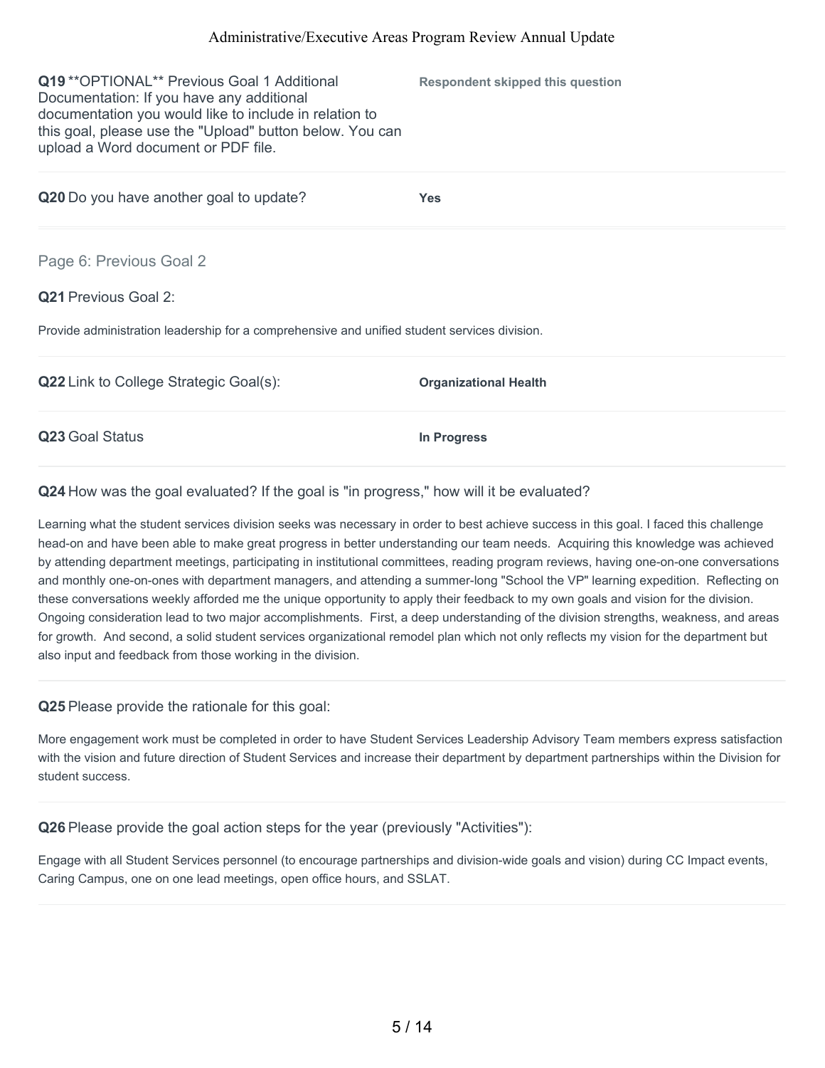**Q19** **OPTIONAL** Previous Goal 1 Additional Documentation: If you have any additional documentation you would like to include in relation to this goal, please use the "Upload" button below. You can upload a Word document or PDF file.

**Respondent skipped this question**

**Q20** Do you have another goal to update?

**Yes**

## Page 6: Previous Goal 2

**Q21** Previous Goal 2:

Provide administration leadership for a comprehensive and unified student services division.

**Q22** Link to College Strategic Goal(s):

**Organizational Health**

**Q23** Goal Status

**In Progress**

**Q24** How was the goal evaluated? If the goal is "in progress," how will it be evaluated?

Learning what the student services division seeks was necessary in order to best achieve success in this goal. I faced this challenge head-on and have been able to make great progress in better understanding our team needs. Acquiring this knowledge was achieved by attending department meetings, participating in institutional committees, reading program reviews, having one-on-one conversations and monthly one-on-ones with department managers, and attending a summer-long "School the VP" learning expedition. Reflecting on these conversations weekly afforded me the unique opportunity to apply their feedback to my own goals and vision for the division. Ongoing consideration lead to two major accomplishments. First, a deep understanding of the division strengths, weakness, and areas for growth. And second, a solid student services organizational remodel plan which not only reflects my vision for the department but also input and feedback from those working in the division.

**Q25** Please provide the rationale for this goal:

More engagement work must be completed in order to have Student Services Leadership Advisory Team members express satisfaction with the vision and future direction of Student Services and increase their department by department partnerships within the Division for student success.

**Q26** Please provide the goal action steps for the year (previously "Activities"):

Engage with all Student Services personnel (to encourage partnerships and division-wide goals and vision) during CC Impact events, Caring Campus, one on one lead meetings, open office hours, and SSLAT.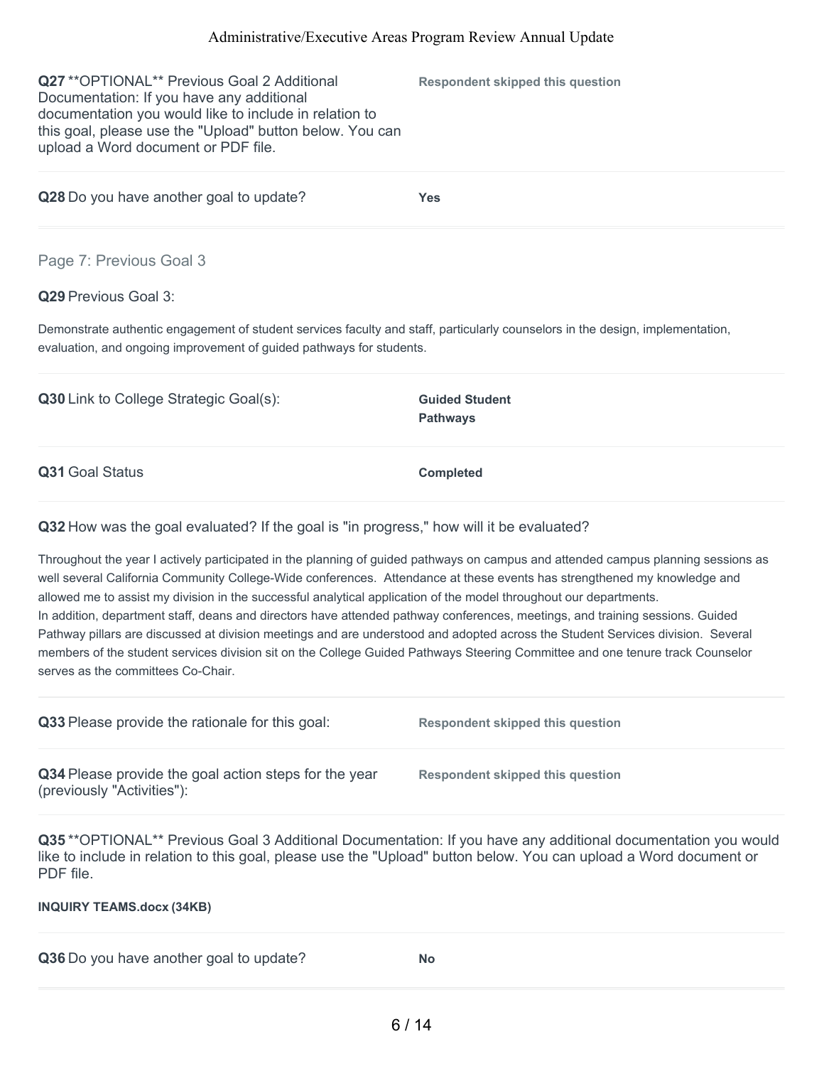**Q27** **OPTIONAL** Previous Goal 2 Additional Documentation: If you have any additional documentation you would like to include in relation to this goal, please use the "Upload" button below. You can upload a Word document or PDF file.

**Respondent skipped this question**

**Q28** Do you have another goal to update?

**Yes**

## Page 7: Previous Goal 3

**Q29** Previous Goal 3:

Demonstrate authentic engagement of student services faculty and staff, particularly counselors in the design, implementation, evaluation, and ongoing improvement of guided pathways for students.

**Q30** Link to College Strategic Goal(s):

**Guided Student Pathways**

**Q31** Goal Status

**Completed**

**Q32** How was the goal evaluated? If the goal is "in progress," how will it be evaluated?

Throughout the year I actively participated in the planning of guided pathways on campus and attended campus planning sessions as well several California Community College-Wide conferences. Attendance at these events has strengthened my knowledge and allowed me to assist my division in the successful analytical application of the model throughout our departments.
In addition, department staff, deans and directors have attended pathway conferences, meetings, and training sessions. Guided Pathway pillars are discussed at division meetings and are understood and adopted across the Student Services division. Several members of the student services division sit on the College Guided Pathways Steering Committee and one tenure track Counselor serves as the committees Co-Chair.

**Q33** Please provide the rationale for this goal:

**Respondent skipped this question**

**Q34** Please provide the goal action steps for the year (previously "Activities"):

**Respondent skipped this question**

**Q35** **OPTIONAL** Previous Goal 3 Additional Documentation: If you have any additional documentation you would like to include in relation to this goal, please use the "Upload" button below. You can upload a Word document or PDF file.

**INQUIRY TEAMS.docx (34KB)**

**Q36** Do you have another goal to update?

**No**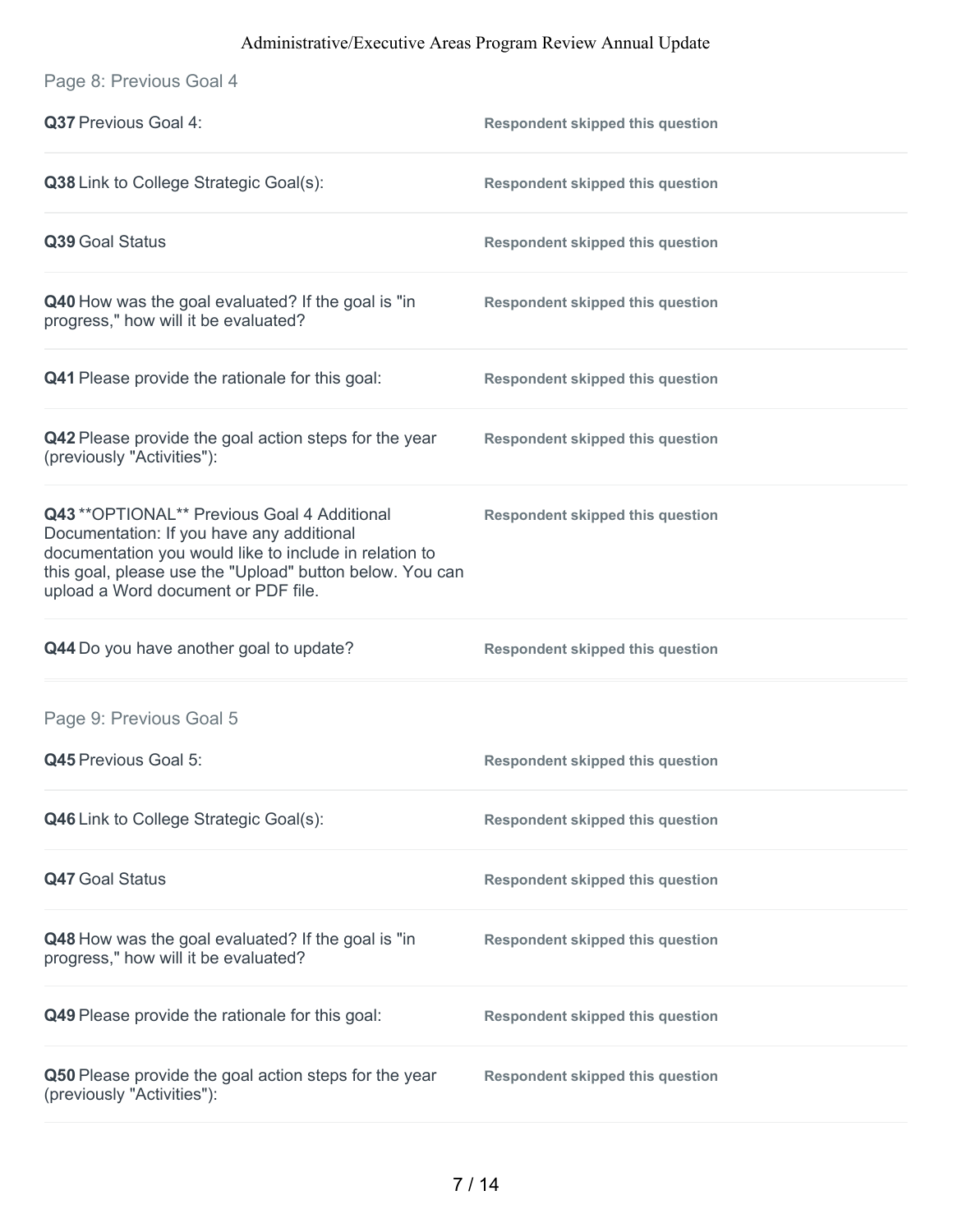## Page 8: Previous Goal 4

| | |
|---|---|
| **Q37** Previous Goal 4: | **Respondent skipped this question** |
| **Q38** Link to College Strategic Goal(s): | **Respondent skipped this question** |
| **Q39** Goal Status | **Respondent skipped this question** |
| **Q40** How was the goal evaluated? If the goal is "in progress," how will it be evaluated? | **Respondent skipped this question** |
| **Q41** Please provide the rationale for this goal: | **Respondent skipped this question** |
| **Q42** Please provide the goal action steps for the year (previously "Activities"): | **Respondent skipped this question** |
| **Q43** **OPTIONAL** Previous Goal 4 Additional Documentation: If you have any additional documentation you would like to include in relation to this goal, please use the "Upload" button below. You can upload a Word document or PDF file. | **Respondent skipped this question** |
| **Q44** Do you have another goal to update? | **Respondent skipped this question** |

## Page 9: Previous Goal 5

| | |
|---|---|
| **Q45** Previous Goal 5: | **Respondent skipped this question** |
| **Q46** Link to College Strategic Goal(s): | **Respondent skipped this question** |
| **Q47** Goal Status | **Respondent skipped this question** |
| **Q48** How was the goal evaluated? If the goal is "in progress," how will it be evaluated? | **Respondent skipped this question** |
| **Q49** Please provide the rationale for this goal: | **Respondent skipped this question** |
| **Q50** Please provide the goal action steps for the year (previously "Activities"): | **Respondent skipped this question** |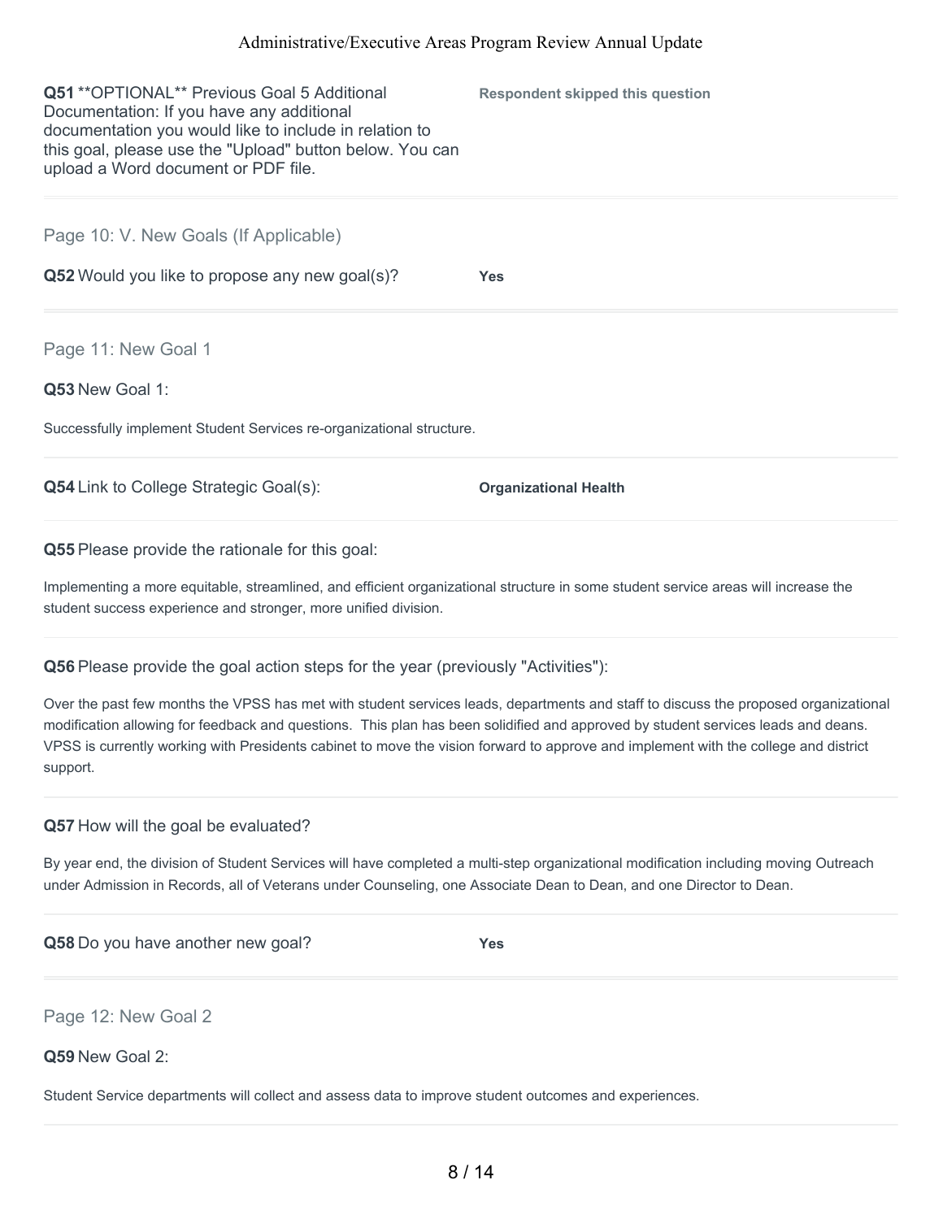**Q51** **OPTIONAL** Previous Goal 5 Additional Documentation: If you have any additional documentation you would like to include in relation to this goal, please use the "Upload" button below. You can upload a Word document or PDF file.

**Respondent skipped this question**

## Page 10: V. New Goals (If Applicable)

**Q52** Would you like to propose any new goal(s)?

**Yes**

## Page 11: New Goal 1

**Q53** New Goal 1:

Successfully implement Student Services re-organizational structure.

**Q54** Link to College Strategic Goal(s):

**Organizational Health**

**Q55** Please provide the rationale for this goal:

Implementing a more equitable, streamlined, and efficient organizational structure in some student service areas will increase the student success experience and stronger, more unified division.

**Q56** Please provide the goal action steps for the year (previously "Activities"):

Over the past few months the VPSS has met with student services leads, departments and staff to discuss the proposed organizational modification allowing for feedback and questions. This plan has been solidified and approved by student services leads and deans. VPSS is currently working with Presidents cabinet to move the vision forward to approve and implement with the college and district support.

**Q57** How will the goal be evaluated?

By year end, the division of Student Services will have completed a multi-step organizational modification including moving Outreach under Admission in Records, all of Veterans under Counseling, one Associate Dean to Dean, and one Director to Dean.

**Q58** Do you have another new goal?

**Yes**

## Page 12: New Goal 2

**Q59** New Goal 2:

Student Service departments will collect and assess data to improve student outcomes and experiences.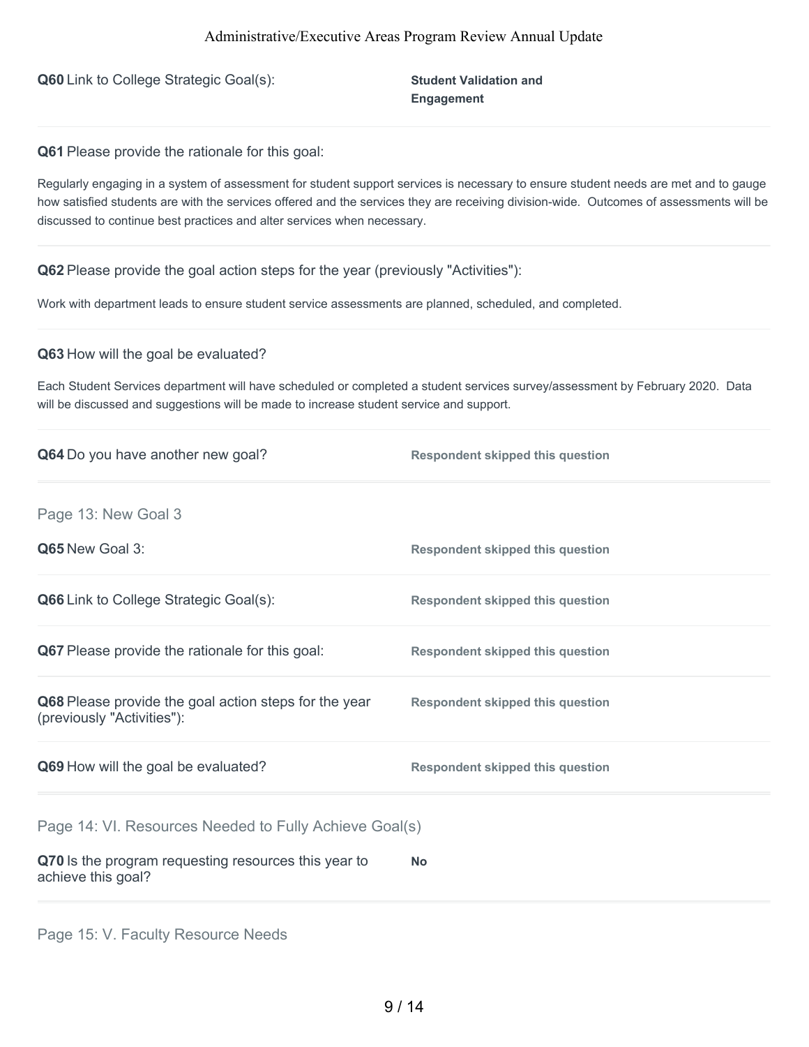**Q60** Link to College Strategic Goal(s):

**Student Validation and Engagement**

**Q61** Please provide the rationale for this goal:

Regularly engaging in a system of assessment for student support services is necessary to ensure student needs are met and to gauge how satisfied students are with the services offered and the services they are receiving division-wide. Outcomes of assessments will be discussed to continue best practices and alter services when necessary.

**Q62** Please provide the goal action steps for the year (previously "Activities"):

Work with department leads to ensure student service assessments are planned, scheduled, and completed.

**Q63** How will the goal be evaluated?

Each Student Services department will have scheduled or completed a student services survey/assessment by February 2020. Data will be discussed and suggestions will be made to increase student service and support.

**Q64** Do you have another new goal?

**Respondent skipped this question**

## Page 13: New Goal 3

**Q65** New Goal 3:

**Respondent skipped this question**

**Q66** Link to College Strategic Goal(s):

**Respondent skipped this question**

**Q67** Please provide the rationale for this goal:

**Respondent skipped this question**

**Q68** Please provide the goal action steps for the year (previously "Activities"):

**Respondent skipped this question**

**Q69** How will the goal be evaluated?

**Respondent skipped this question**

## Page 14: VI. Resources Needed to Fully Achieve Goal(s)

**Q70** Is the program requesting resources this year to achieve this goal?

**No**

## Page 15: V. Faculty Resource Needs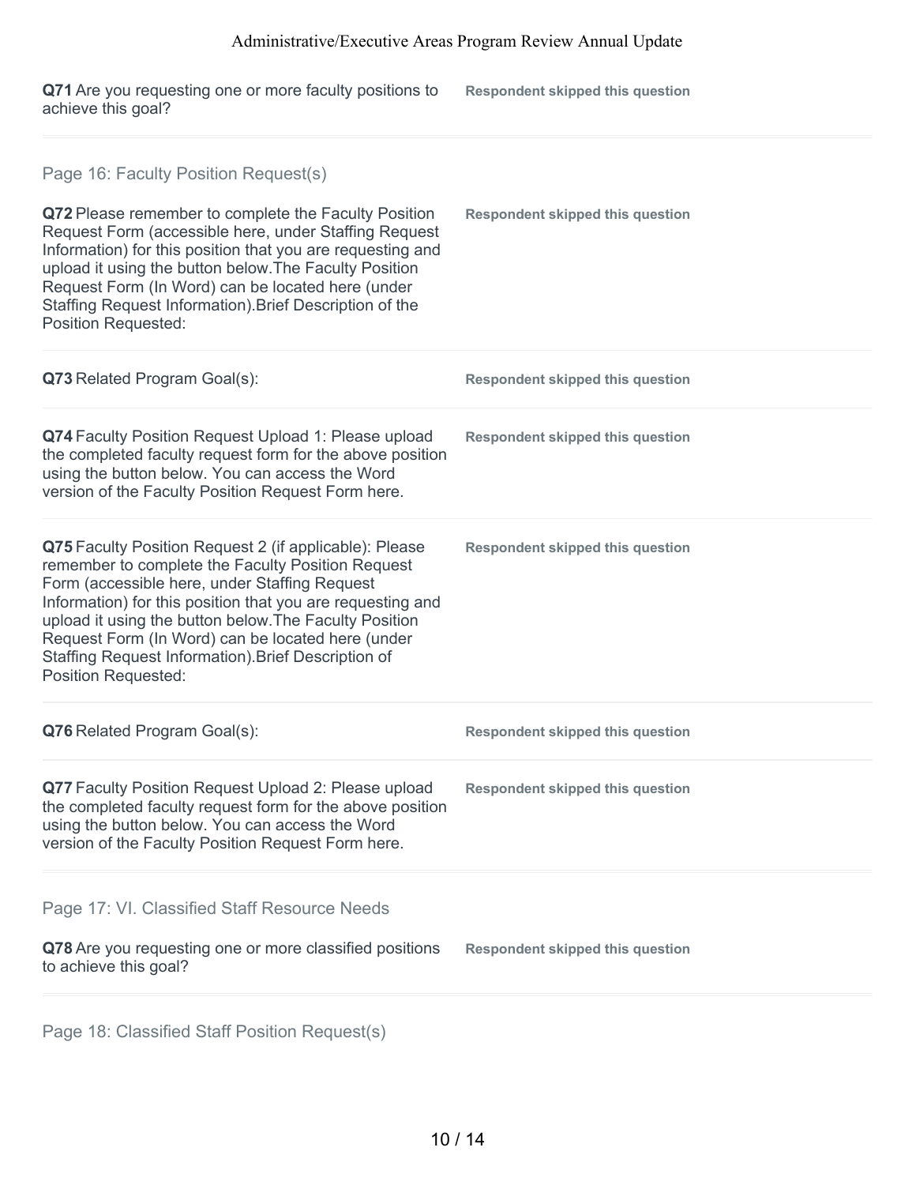**Q71** Are you requesting one or more faculty positions to achieve this goal?

**Respondent skipped this question**

## Page 16: Faculty Position Request(s)

**Q72** Please remember to complete the Faculty Position Request Form (accessible here, under Staffing Request Information) for this position that you are requesting and upload it using the button below.The Faculty Position Request Form (In Word) can be located here (under Staffing Request Information).Brief Description of the Position Requested:

**Respondent skipped this question**

**Q73** Related Program Goal(s):

**Respondent skipped this question**

**Q74** Faculty Position Request Upload 1: Please upload the completed faculty request form for the above position using the button below. You can access the Word version of the Faculty Position Request Form here.

**Respondent skipped this question**

**Q75** Faculty Position Request 2 (if applicable): Please remember to complete the Faculty Position Request Form (accessible here, under Staffing Request Information) for this position that you are requesting and upload it using the button below.The Faculty Position Request Form (In Word) can be located here (under Staffing Request Information).Brief Description of Position Requested:

**Respondent skipped this question**

**Q76** Related Program Goal(s):

**Respondent skipped this question**

**Q77** Faculty Position Request Upload 2: Please upload the completed faculty request form for the above position using the button below. You can access the Word version of the Faculty Position Request Form here.

**Respondent skipped this question**

## Page 17: VI. Classified Staff Resource Needs

**Q78** Are you requesting one or more classified positions to achieve this goal?

**Respondent skipped this question**

## Page 18: Classified Staff Position Request(s)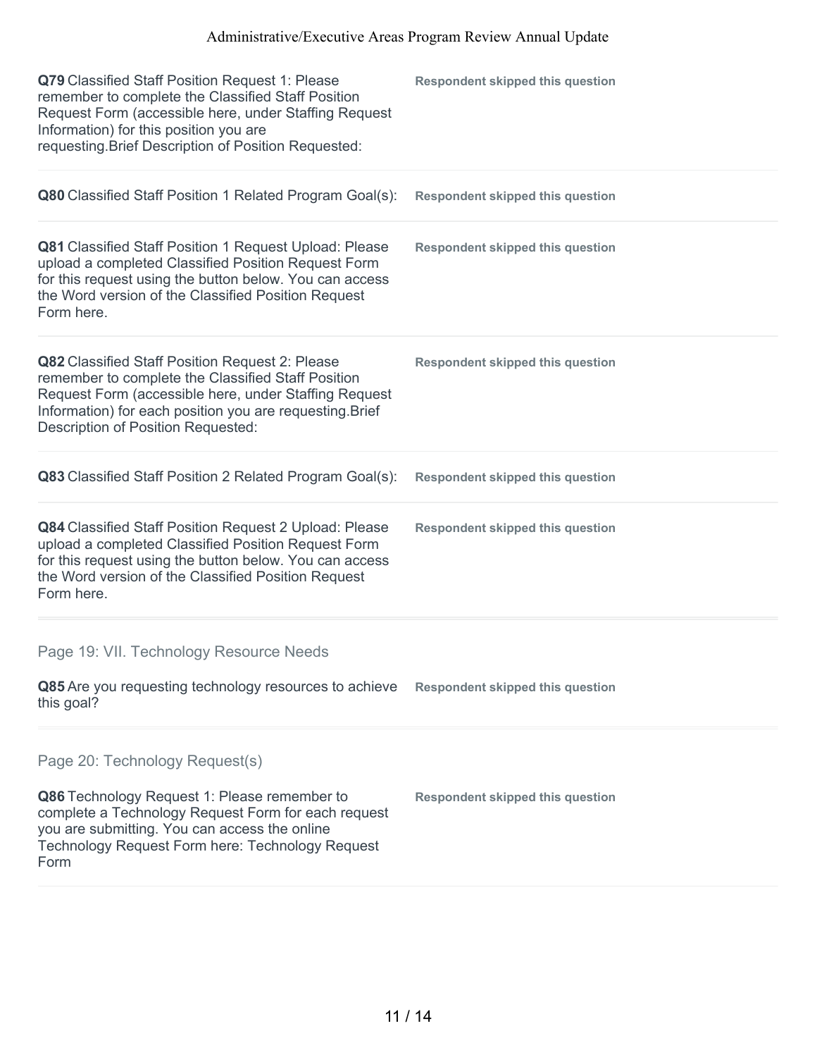**Q79** Classified Staff Position Request 1: Please remember to complete the Classified Staff Position Request Form (accessible here, under Staffing Request Information) for this position you are requesting.Brief Description of Position Requested:

**Respondent skipped this question**

**Q80** Classified Staff Position 1 Related Program Goal(s):

**Respondent skipped this question**

**Q81** Classified Staff Position 1 Request Upload: Please upload a completed Classified Position Request Form for this request using the button below. You can access the Word version of the Classified Position Request Form here.

**Respondent skipped this question**

**Q82** Classified Staff Position Request 2: Please remember to complete the Classified Staff Position Request Form (accessible here, under Staffing Request Information) for each position you are requesting.Brief Description of Position Requested:

**Respondent skipped this question**

**Q83** Classified Staff Position 2 Related Program Goal(s):

**Respondent skipped this question**

**Q84** Classified Staff Position Request 2 Upload: Please upload a completed Classified Position Request Form for this request using the button below. You can access the Word version of the Classified Position Request Form here.

**Respondent skipped this question**

## Page 19: VII. Technology Resource Needs

**Q85** Are you requesting technology resources to achieve this goal?

**Respondent skipped this question**

## Page 20: Technology Request(s)

**Q86** Technology Request 1: Please remember to complete a Technology Request Form for each request you are submitting. You can access the online Technology Request Form here: Technology Request Form

**Respondent skipped this question**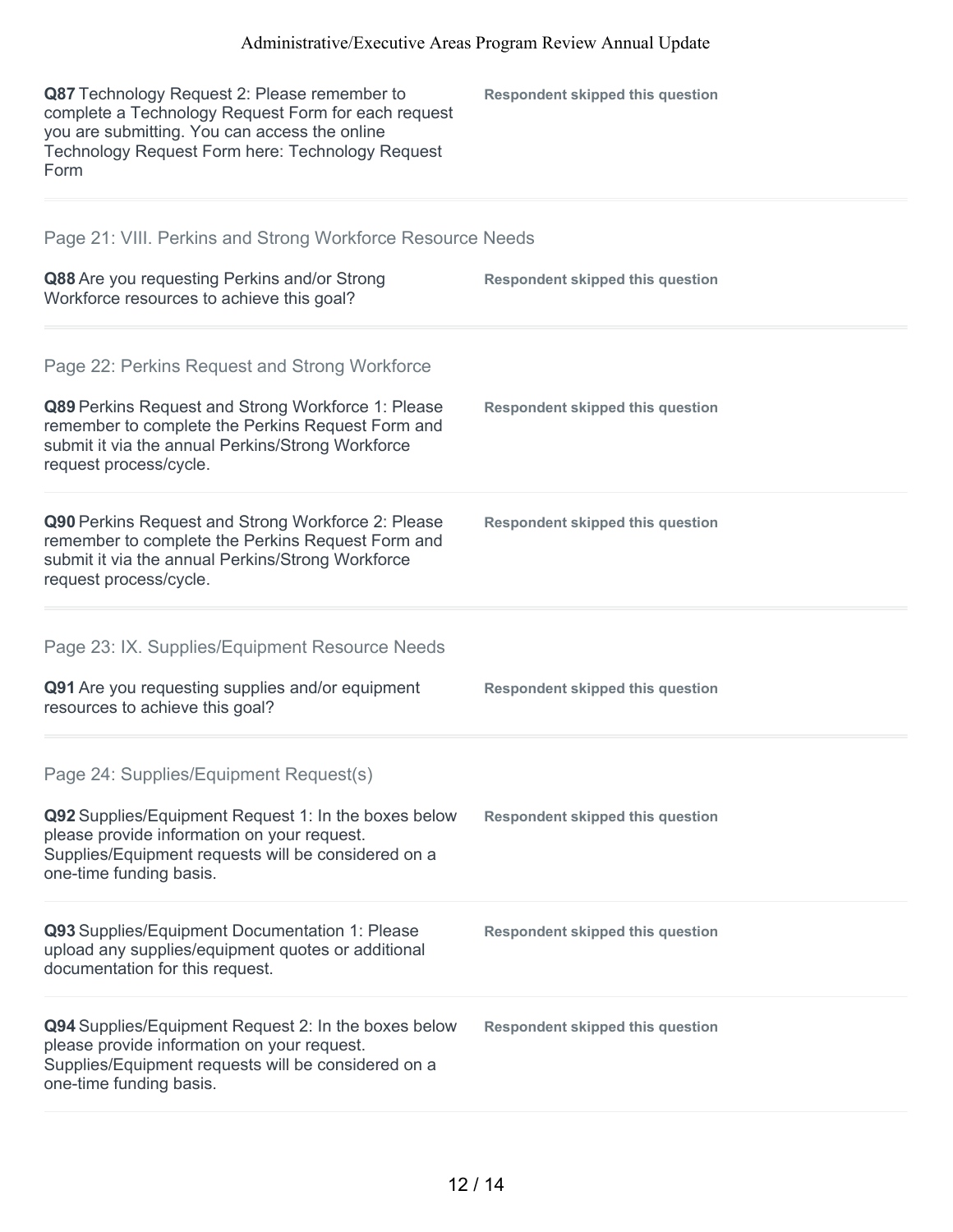**Q87** Technology Request 2: Please remember to complete a Technology Request Form for each request you are submitting. You can access the online Technology Request Form here: Technology Request Form

**Respondent skipped this question**

## Page 21: VIII. Perkins and Strong Workforce Resource Needs

**Q88** Are you requesting Perkins and/or Strong Workforce resources to achieve this goal?

**Respondent skipped this question**

## Page 22: Perkins Request and Strong Workforce

**Q89** Perkins Request and Strong Workforce 1: Please remember to complete the Perkins Request Form and submit it via the annual Perkins/Strong Workforce request process/cycle.

**Respondent skipped this question**

**Q90** Perkins Request and Strong Workforce 2: Please remember to complete the Perkins Request Form and submit it via the annual Perkins/Strong Workforce request process/cycle.

**Respondent skipped this question**

## Page 23: IX. Supplies/Equipment Resource Needs

**Q91** Are you requesting supplies and/or equipment resources to achieve this goal?

**Respondent skipped this question**

## Page 24: Supplies/Equipment Request(s)

**Q92** Supplies/Equipment Request 1: In the boxes below please provide information on your request. Supplies/Equipment requests will be considered on a one-time funding basis.

**Respondent skipped this question**

**Q93** Supplies/Equipment Documentation 1: Please upload any supplies/equipment quotes or additional documentation for this request.

**Respondent skipped this question**

**Q94** Supplies/Equipment Request 2: In the boxes below please provide information on your request. Supplies/Equipment requests will be considered on a one-time funding basis.

**Respondent skipped this question**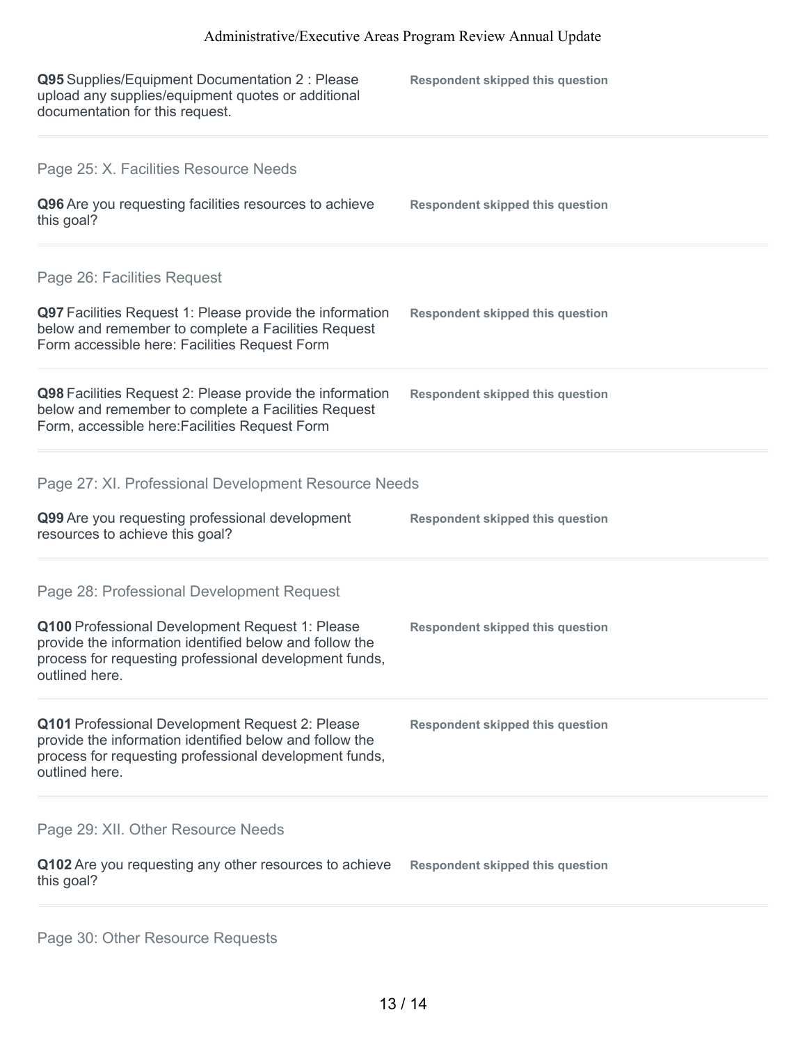**Q95** Supplies/Equipment Documentation 2 : Please upload any supplies/equipment quotes or additional documentation for this request.

Respondent skipped this question

## Page 25: X. Facilities Resource Needs

**Q96** Are you requesting facilities resources to achieve this goal?

Respondent skipped this question

## Page 26: Facilities Request

**Q97** Facilities Request 1: Please provide the information below and remember to complete a Facilities Request Form accessible here: Facilities Request Form

Respondent skipped this question

**Q98** Facilities Request 2: Please provide the information below and remember to complete a Facilities Request Form, accessible here:Facilities Request Form

Respondent skipped this question

## Page 27: XI. Professional Development Resource Needs

**Q99** Are you requesting professional development resources to achieve this goal?

Respondent skipped this question

## Page 28: Professional Development Request

**Q100** Professional Development Request 1: Please provide the information identified below and follow the process for requesting professional development funds, outlined here.

Respondent skipped this question

**Q101** Professional Development Request 2: Please provide the information identified below and follow the process for requesting professional development funds, outlined here.

Respondent skipped this question

## Page 29: XII. Other Resource Needs

**Q102** Are you requesting any other resources to achieve this goal?

Respondent skipped this question

## Page 30: Other Resource Requests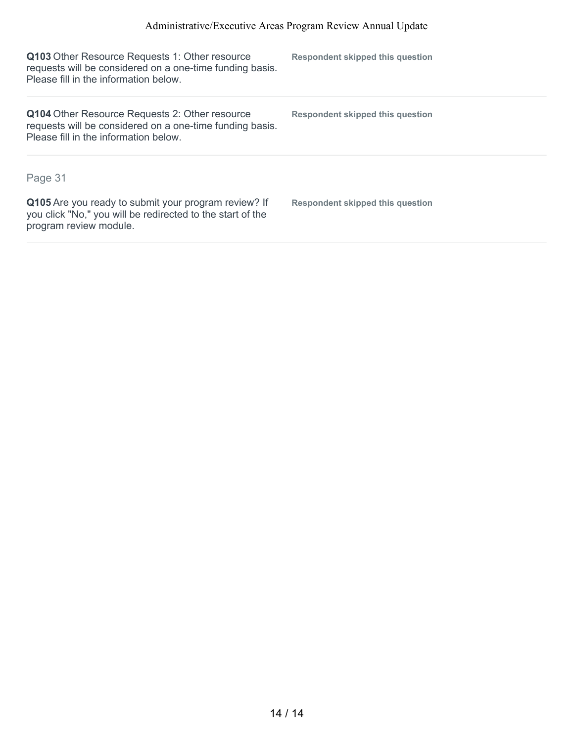**Q103** Other Resource Requests 1: Other resource requests will be considered on a one-time funding basis. Please fill in the information below.

**Respondent skipped this question**

**Q104** Other Resource Requests 2: Other resource requests will be considered on a one-time funding basis. Please fill in the information below.

**Respondent skipped this question**

Page 31

**Q105** Are you ready to submit your program review? If you click "No," you will be redirected to the start of the program review module.

**Respondent skipped this question**